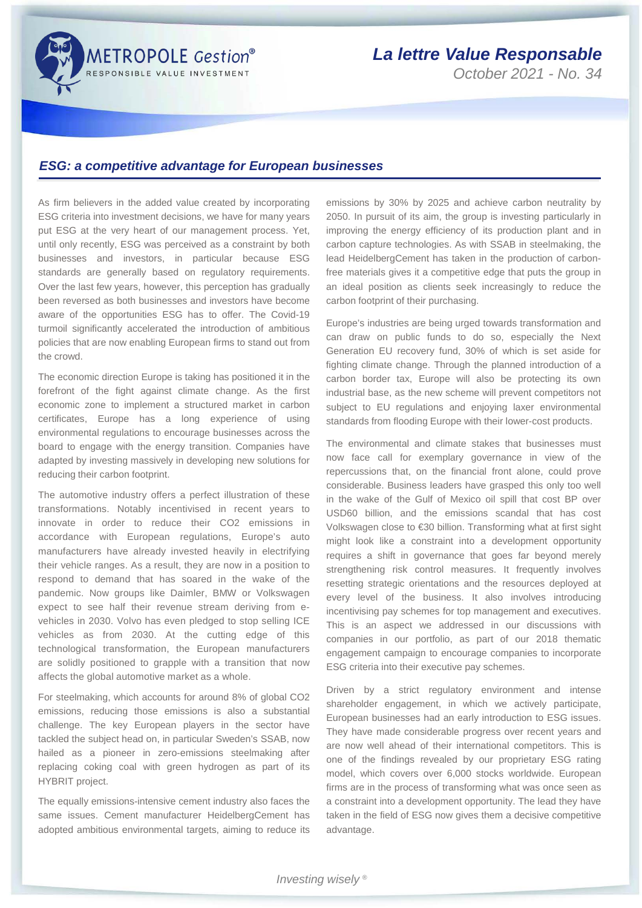# La lettre Value Responsable

October 2021 - No. 34

## *ESG: a competitive advantage for European businesses*

As firm believers in the added value created by incorporating ESG criteria into investment decisions, we have for many years put ESG at the very heart of our management process. Yet, until only recently, ESG was perceived as a constraint by both businesses and investors, in particular because ESG standards are generally based on regulatory requirements. Over the last few years, however, this perception has gradually been reversed as both businesses and investors have become aware of the opportunities ESG has to offer. The Covid-19 turmoil significantly accelerated the introduction of ambitious policies that are now enabling European firms to stand out from the crowd.

The economic direction Europe is taking has positioned it in the forefront of the fight against climate change. As the first economic zone to implement a structured market in carbon certificates, Europe has a long experience of using environmental regulations to encourage businesses across the board to engage with the energy transition. Companies have adapted by investing massively in developing new solutions for reducing their carbon footprint.

The automotive industry offers a perfect illustration of these transformations. Notably incentivised in recent years to innovate in order to reduce their $CO_2$ emissions in accordance with European regulations, Europe's auto manufacturers have already invested heavily in electrifying their vehicle ranges. As a result, they are now in a position to respond to demand that has soared in the wake of the pandemic. Now groups like Daimler, BMW or Volkswagen expect to see half their revenue stream deriving from e-vehicles in 2030. Volvo has even pledged to stop selling ICE vehicles as from 2030. At the cutting edge of this technological transformation, the European manufacturers are solidly positioned to grapple with a transition that now affects the global automotive market as a whole.

For steelmaking, which accounts for around 8% of global $CO_2$ emissions, reducing those emissions is also a substantial challenge. The key European players in the sector have tackled the subject head on, in particular Sweden's SSAB, now hailed as a pioneer in zero-emissions steelmaking after replacing coking coal with green hydrogen as part of its HYBRIT project.

The equally emissions-intensive cement industry also faces the same issues. Cement manufacturer HeidelbergCement has adopted ambitious environmental targets, aiming to reduce its emissions by 30% by 2025 and achieve carbon neutrality by 2050. In pursuit of its aim, the group is investing particularly in improving the energy efficiency of its production plant and in carbon capture technologies. As with SSAB in steelmaking, the lead HeidelbergCement has taken in the production of carbon-free materials gives it a competitive edge that puts the group in an ideal position as clients seek increasingly to reduce the carbon footprint of their purchasing.

Europe's industries are being urged towards transformation and can draw on public funds to do so, especially the Next Generation EU recovery fund, 30% of which is set aside for fighting climate change. Through the planned introduction of a carbon border tax, Europe will also be protecting its own industrial base, as the new scheme will prevent competitors not subject to EU regulations and enjoying laxer environmental standards from flooding Europe with their lower-cost products.

The environmental and climate stakes that businesses must now face call for exemplary governance in view of the repercussions that, on the financial front alone, could prove considerable. Business leaders have grasped this only too well in the wake of the Gulf of Mexico oil spill that cost BP over USD60 billion, and the emissions scandal that has cost Volkswagen close to €30 billion. Transforming what at first sight might look like a constraint into a development opportunity requires a shift in governance that goes far beyond merely strengthening risk control measures. It frequently involves resetting strategic orientations and the resources deployed at every level of the business. It also involves introducing incentivising pay schemes for top management and executives. This is an aspect we addressed in our discussions with companies in our portfolio, as part of our 2018 thematic engagement campaign to encourage companies to incorporate ESG criteria into their executive pay schemes.

Driven by a strict regulatory environment and intense shareholder engagement, in which we actively participate, European businesses had an early introduction to ESG issues. They have made considerable progress over recent years and are now well ahead of their international competitors. This is one of the findings revealed by our proprietary ESG rating model, which covers over 6,000 stocks worldwide. European firms are in the process of transforming what was once seen as a constraint into a development opportunity. The lead they have taken in the field of ESG now gives them a decisive competitive advantage.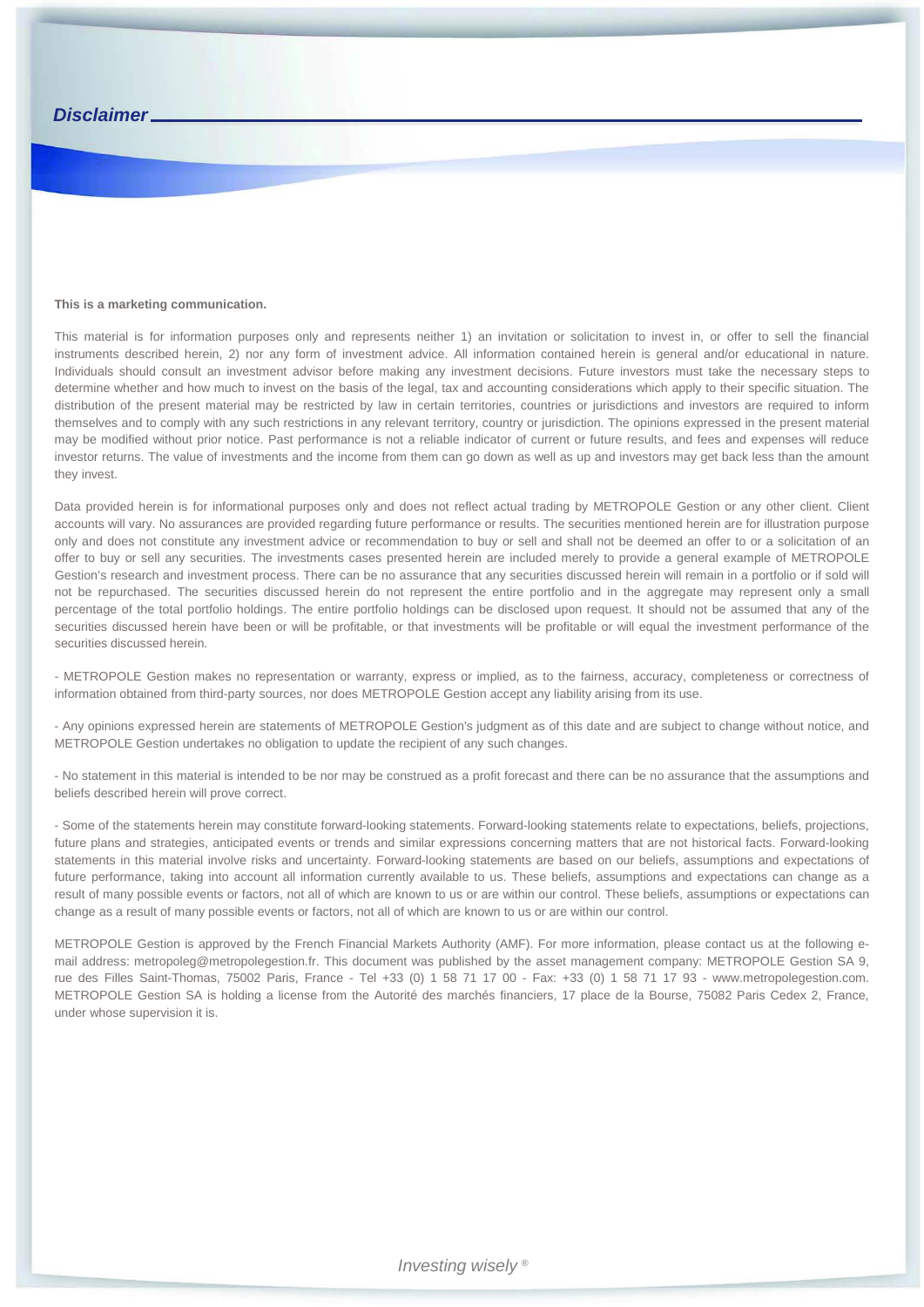## *Disclaimer*

**This is a marketing communication.**

This material is for information purposes only and represents neither 1) an invitation or solicitation to invest in, or offer to sell the financial instruments described herein, 2) nor any form of investment advice. All information contained herein is general and/or educational in nature. Individuals should consult an investment advisor before making any investment decisions. Future investors must take the necessary steps to determine whether and how much to invest on the basis of the legal, tax and accounting considerations which apply to their specific situation. The distribution of the present material may be restricted by law in certain territories, countries or jurisdictions and investors are required to inform themselves and to comply with any such restrictions in any relevant territory, country or jurisdiction. The opinions expressed in the present material may be modified without prior notice. Past performance is not a reliable indicator of current or future results, and fees and expenses will reduce investor returns. The value of investments and the income from them can go down as well as up and investors may get back less than the amount they invest.

Data provided herein is for informational purposes only and does not reflect actual trading by METROPOLE Gestion or any other client. Client accounts will vary. No assurances are provided regarding future performance or results. The securities mentioned herein are for illustration purpose only and does not constitute any investment advice or recommendation to buy or sell and shall not be deemed an offer to or a solicitation of an offer to buy or sell any securities. The investments cases presented herein are included merely to provide a general example of METROPOLE Gestion's research and investment process. There can be no assurance that any securities discussed herein will remain in a portfolio or if sold will not be repurchased. The securities discussed herein do not represent the entire portfolio and in the aggregate may represent only a small percentage of the total portfolio holdings. The entire portfolio holdings can be disclosed upon request. It should not be assumed that any of the securities discussed herein have been or will be profitable, or that investments will be profitable or will equal the investment performance of the securities discussed herein.

- METROPOLE Gestion makes no representation or warranty, express or implied, as to the fairness, accuracy, completeness or correctness of information obtained from third-party sources, nor does METROPOLE Gestion accept any liability arising from its use.

- Any opinions expressed herein are statements of METROPOLE Gestion's judgment as of this date and are subject to change without notice, and METROPOLE Gestion undertakes no obligation to update the recipient of any such changes.

- No statement in this material is intended to be nor may be construed as a profit forecast and there can be no assurance that the assumptions and beliefs described herein will prove correct.

- Some of the statements herein may constitute forward-looking statements. Forward-looking statements relate to expectations, beliefs, projections, future plans and strategies, anticipated events or trends and similar expressions concerning matters that are not historical facts. Forward-looking statements in this material involve risks and uncertainty. Forward-looking statements are based on our beliefs, assumptions and expectations of future performance, taking into account all information currently available to us. These beliefs, assumptions and expectations can change as a result of many possible events or factors, not all of which are known to us or are within our control. These beliefs, assumptions or expectations can change as a result of many possible events or factors, not all of which are known to us or are within our control.

METROPOLE Gestion is approved by the French Financial Markets Authority (AMF). For more information, please contact us at the following e-mail address: metropoleg@metropolegestion.fr. This document was published by the asset management company: METROPOLE Gestion SA 9, rue des Filles Saint-Thomas, 75002 Paris, France - Tel +33 (0) 1 58 71 17 00 - Fax: +33 (0) 1 58 71 17 93 - www.metropolegestion.com. METROPOLE Gestion SA is holding a license from the Autorité des marchés financiers, 17 place de la Bourse, 75082 Paris Cedex 2, France, under whose supervision it is.

*Investing wisely ®*